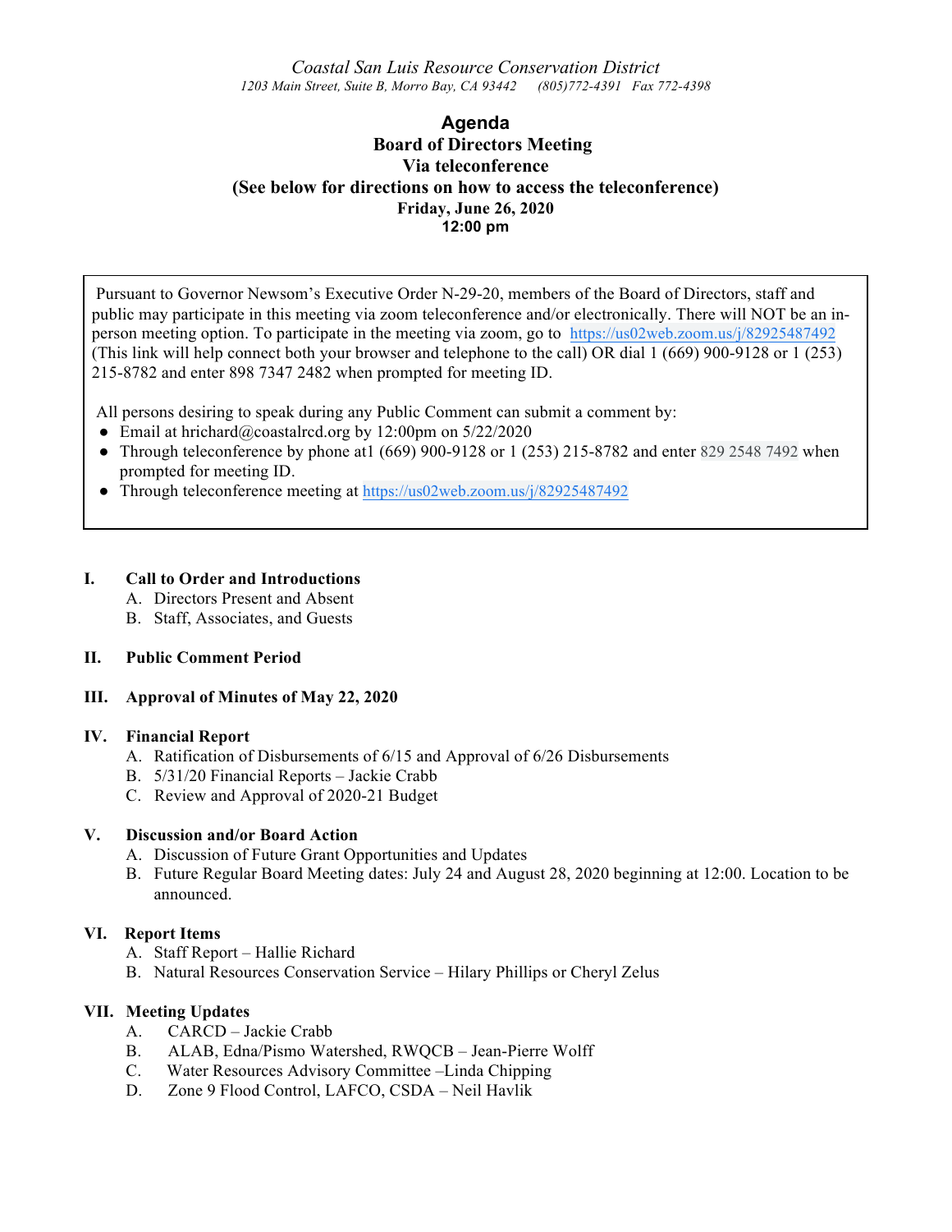*Coastal San Luis Resource Conservation District*
*1203 Main Street, Suite B, Morro Bay, CA 93442 (805)772-4391 Fax 772-4398*

# Agenda
## Board of Directors Meeting
## Via teleconference
## (See below for directions on how to access the teleconference)
**Friday, June 26, 2020**
**12:00 pm**

Pursuant to Governor Newsom's Executive Order N-29-20, members of the Board of Directors, staff and public may participate in this meeting via zoom teleconference and/or electronically. There will NOT be an in-person meeting option. To participate in the meeting via zoom, go to https://us02web.zoom.us/j/82925487492 (This link will help connect both your browser and telephone to the call) OR dial 1 (669) 900-9128 or 1 (253) 215-8782 and enter 898 7347 2482 when prompted for meeting ID.

All persons desiring to speak during any Public Comment can submit a comment by:

- Email at hrichard@coastalrcd.org by 12:00pm on 5/22/2020
- Through teleconference by phone at1 (669) 900-9128 or 1 (253) 215-8782 and enter 829 2548 7492 when prompted for meeting ID.
- Through teleconference meeting at https://us02web.zoom.us/j/82925487492

**I. Call to Order and Introductions**
- A. Directors Present and Absent
- B. Staff, Associates, and Guests

**II. Public Comment Period**

**III. Approval of Minutes of May 22, 2020**

**IV. Financial Report**
- A. Ratification of Disbursements of 6/15 and Approval of 6/26 Disbursements
- B. 5/31/20 Financial Reports – Jackie Crabb
- C. Review and Approval of 2020-21 Budget

**V. Discussion and/or Board Action**
- A. Discussion of Future Grant Opportunities and Updates
- B. Future Regular Board Meeting dates: July 24 and August 28, 2020 beginning at 12:00. Location to be announced.

**VI. Report Items**
- A. Staff Report – Hallie Richard
- B. Natural Resources Conservation Service – Hilary Phillips or Cheryl Zelus

**VII. Meeting Updates**
- A. CARCD – Jackie Crabb
- B. ALAB, Edna/Pismo Watershed, RWQCB – Jean-Pierre Wolff
- C. Water Resources Advisory Committee –Linda Chipping
- D. Zone 9 Flood Control, LAFCO, CSDA – Neil Havlik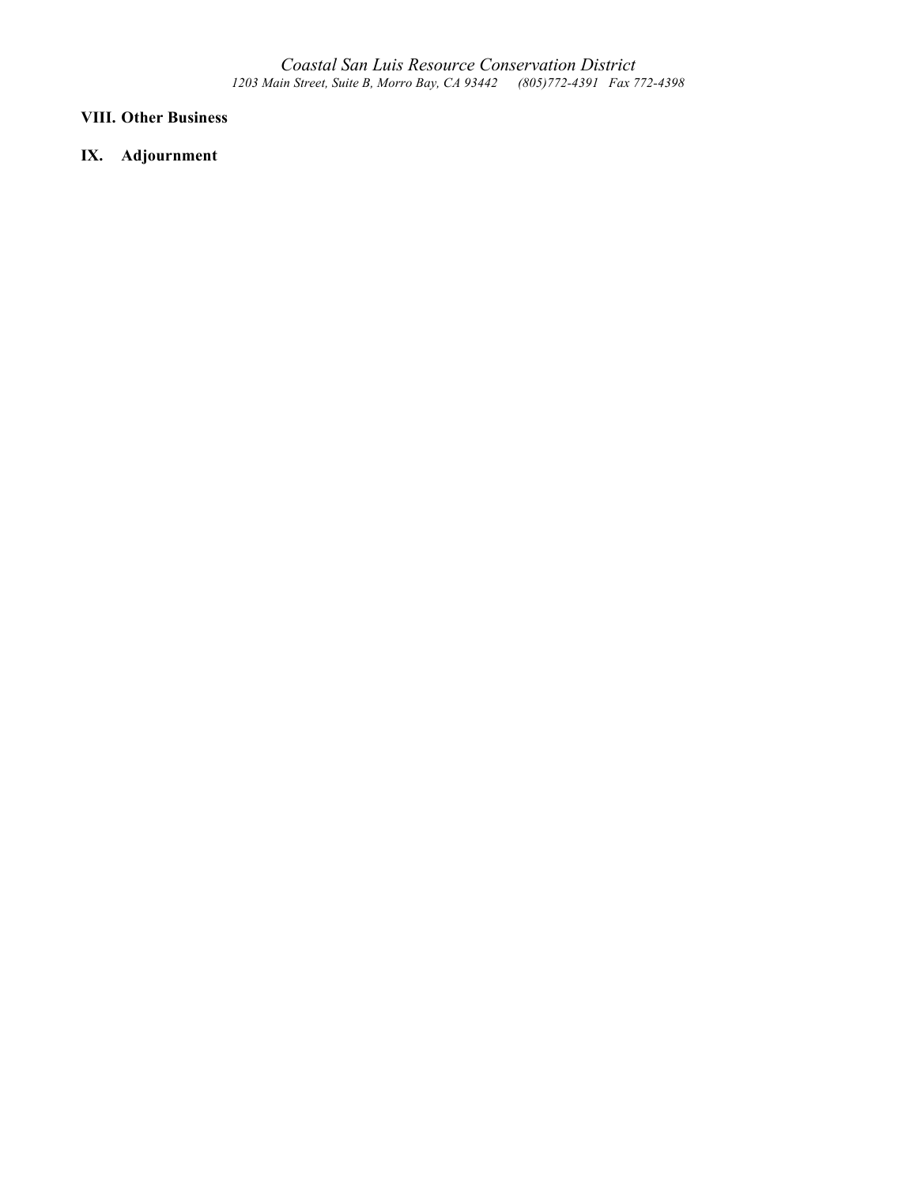**VIII. Other Business**

**IX. Adjournment**